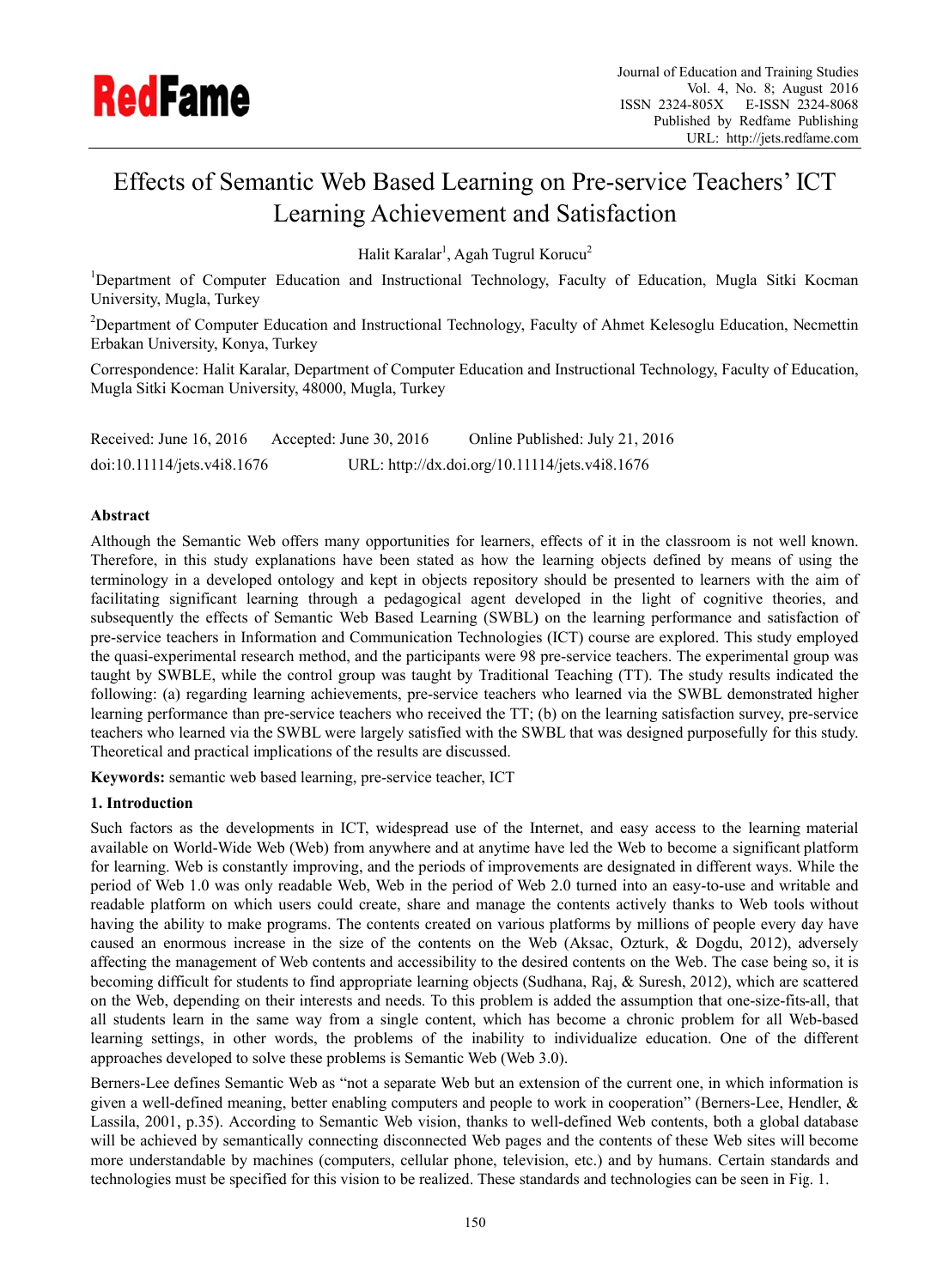# Effects of Semantic Web Based Learning on Pre-service Teachers' ICT Learning Achievement and Satisfaction

Halit Karalar[1], Agah Tugrul Korucu[2]

[1]Department of Computer Education and Instructional Technology, Faculty of Education, Mugla Sitki Kocman University, Mugla, Turkey

[2]Department of Computer Education and Instructional Technology, Faculty of Ahmet Kelesoglu Education, Necmettin Erbakan University, Konya, Turkey

Correspondence: Halit Karalar, Department of Computer Education and Instructional Technology, Faculty of Education, Mugla Sitki Kocman University, 48000, Mugla, Turkey

Received: June 16, 2016 Accepted: June 30, 2016 Online Published: July 21, 2016

doi:10.11114/jets.v4i8.1676 URL: http://dx.doi.org/10.11114/jets.v4i8.1676

**Abstract**

Although the Semantic Web offers many opportunities for learners, effects of it in the classroom is not well known. Therefore, in this study explanations have been stated as how the learning objects defined by means of using the terminology in a developed ontology and kept in objects repository should be presented to learners with the aim of facilitating significant learning through a pedagogical agent developed in the light of cognitive theories, and subsequently the effects of Semantic Web Based Learning (SWBL) on the learning performance and satisfaction of pre-service teachers in Information and Communication Technologies (ICT) course are explored. This study employed the quasi-experimental research method, and the participants were 98 pre-service teachers. The experimental group was taught by SWBLE, while the control group was taught by Traditional Teaching (TT). The study results indicated the following: (a) regarding learning achievements, pre-service teachers who learned via the SWBL demonstrated higher learning performance than pre-service teachers who received the TT; (b) on the learning satisfaction survey, pre-service teachers who learned via the SWBL were largely satisfied with the SWBL that was designed purposefully for this study. Theoretical and practical implications of the results are discussed.

**Keywords:** semantic web based learning, pre-service teacher, ICT

## 1. Introduction

Such factors as the developments in ICT, widespread use of the Internet, and easy access to the learning material available on World-Wide Web (Web) from anywhere and at anytime have led the Web to become a significant platform for learning. Web is constantly improving, and the periods of improvements are designated in different ways. While the period of Web 1.0 was only readable Web, Web in the period of Web 2.0 turned into an easy-to-use and writable and readable platform on which users could create, share and manage the contents actively thanks to Web tools without having the ability to make programs. The contents created on various platforms by millions of people every day have caused an enormous increase in the size of the contents on the Web (Aksac, Ozturk, & Dogdu, 2012), adversely affecting the management of Web contents and accessibility to the desired contents on the Web. The case being so, it is becoming difficult for students to find appropriate learning objects (Sudhana, Raj, & Suresh, 2012), which are scattered on the Web, depending on their interests and needs. To this problem is added the assumption that one-size-fits-all, that all students learn in the same way from a single content, which has become a chronic problem for all Web-based learning settings, in other words, the problems of the inability to individualize education. One of the different approaches developed to solve these problems is Semantic Web (Web 3.0).

Berners-Lee defines Semantic Web as "not a separate Web but an extension of the current one, in which information is given a well-defined meaning, better enabling computers and people to work in cooperation" (Berners-Lee, Hendler, & Lassila, 2001, p.35). According to Semantic Web vision, thanks to well-defined Web contents, both a global database will be achieved by semantically connecting disconnected Web pages and the contents of these Web sites will become more understandable by machines (computers, cellular phone, television, etc.) and by humans. Certain standards and technologies must be specified for this vision to be realized. These standards and technologies can be seen in Fig. 1.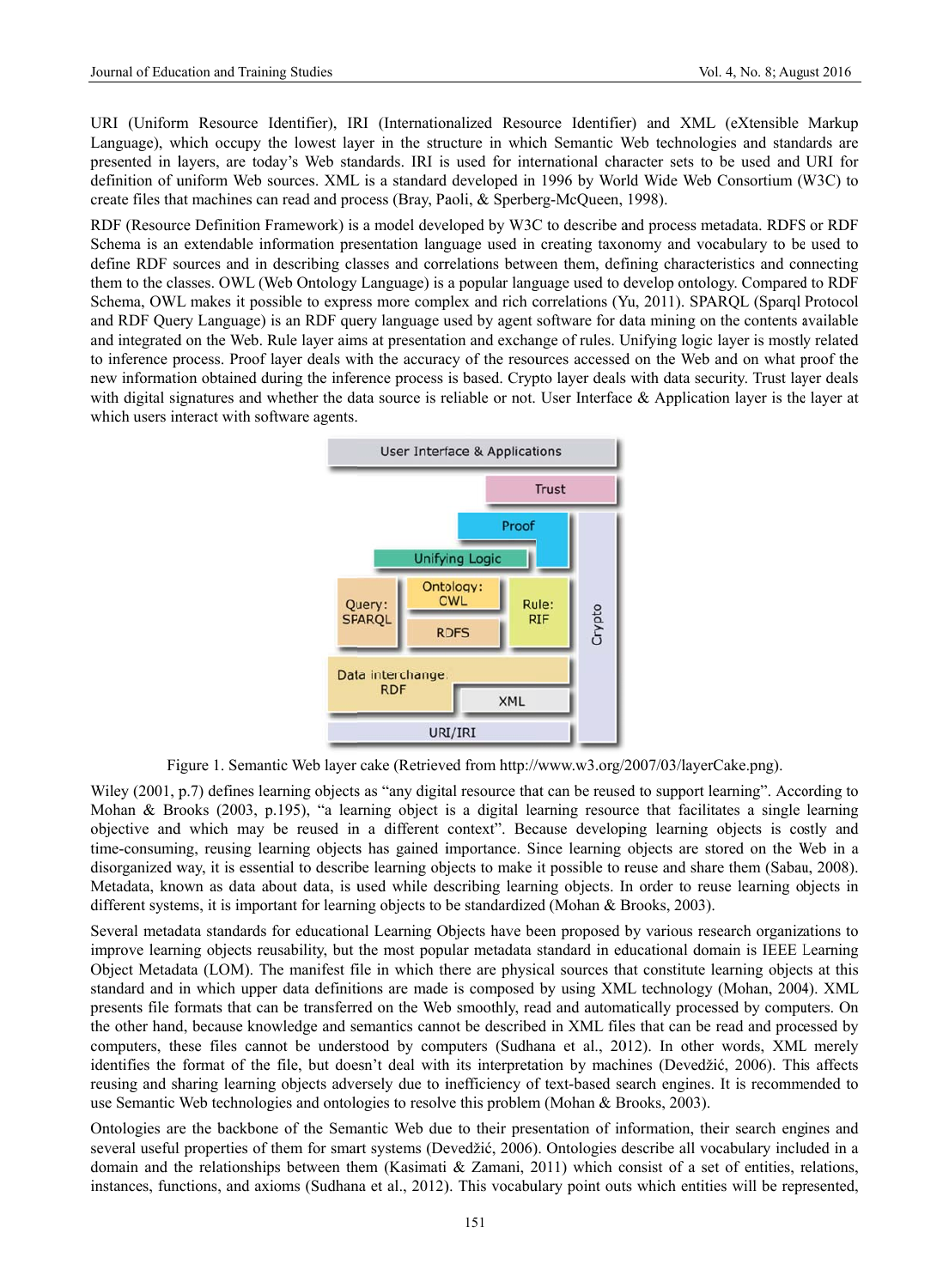URI (Uniform Resource Identifier), IRI (Internationalized Resource Identifier) and XML (eXtensible Markup Language), which occupy the lowest layer in the structure in which Semantic Web technologies and standards are presented in layers, are today's Web standards. IRI is used for international character sets to be used and URI for definition of uniform Web sources. XML is a standard developed in 1996 by World Wide Web Consortium (W3C) to create files that machines can read and process (Bray, Paoli, & Sperberg-McQueen, 1998).

RDF (Resource Definition Framework) is a model developed by W3C to describe and process metadata. RDFS or RDF Schema is an extendable information presentation language used in creating taxonomy and vocabulary to be used to define RDF sources and in describing classes and correlations between them, defining characteristics and connecting them to the classes. OWL (Web Ontology Language) is a popular language used to develop ontology. Compared to RDF Schema, OWL makes it possible to express more complex and rich correlations (Yu, 2011). SPARQL (Sparql Protocol and RDF Query Language) is an RDF query language used by agent software for data mining on the contents available and integrated on the Web. Rule layer aims at presentation and exchange of rules. Unifying logic layer is mostly related to inference process. Proof layer deals with the accuracy of the resources accessed on the Web and on what proof the new information obtained during the inference process is based. Crypto layer deals with data security. Trust layer deals with digital signatures and whether the data source is reliable or not. User Interface & Application layer is the layer at which users interact with software agents.

User Interface & Applications

Trust

Proof

Unifying Logic

Query: SPARQL

Ontology: OWL

RDFS

Rule: RIF

Crypto

Data interchange: RDF

XML

URI/IRI

Figure 1. Semantic Web layer cake (Retrieved from http://www.w3.org/2007/03/layerCake.png).

Wiley (2001, p.7) defines learning objects as "any digital resource that can be reused to support learning". According to Mohan & Brooks (2003, p.195), "a learning object is a digital learning resource that facilitates a single learning objective and which may be reused in a different context". Because developing learning objects is costly and time-consuming, reusing learning objects has gained importance. Since learning objects are stored on the Web in a disorganized way, it is essential to describe learning objects to make it possible to reuse and share them (Sabau, 2008). Metadata, known as data about data, is used while describing learning objects. In order to reuse learning objects in different systems, it is important for learning objects to be standardized (Mohan & Brooks, 2003).

Several metadata standards for educational Learning Objects have been proposed by various research organizations to improve learning objects reusability, but the most popular metadata standard in educational domain is IEEE Learning Object Metadata (LOM). The manifest file in which there are physical sources that constitute learning objects at this standard and in which upper data definitions are made is composed by using XML technology (Mohan, 2004). XML presents file formats that can be transferred on the Web smoothly, read and automatically processed by computers. On the other hand, because knowledge and semantics cannot be described in XML files that can be read and processed by computers, these files cannot be understood by computers (Sudhana et al., 2012). In other words, XML merely identifies the format of the file, but doesn't deal with its interpretation by machines (Devedžić, 2006). This affects reusing and sharing learning objects adversely due to inefficiency of text-based search engines. It is recommended to use Semantic Web technologies and ontologies to resolve this problem (Mohan & Brooks, 2003).

Ontologies are the backbone of the Semantic Web due to their presentation of information, their search engines and several useful properties of them for smart systems (Devedžić, 2006). Ontologies describe all vocabulary included in a domain and the relationships between them (Kasimati & Zamani, 2011) which consist of a set of entities, relations, instances, functions, and axioms (Sudhana et al., 2012). This vocabulary point outs which entities will be represented,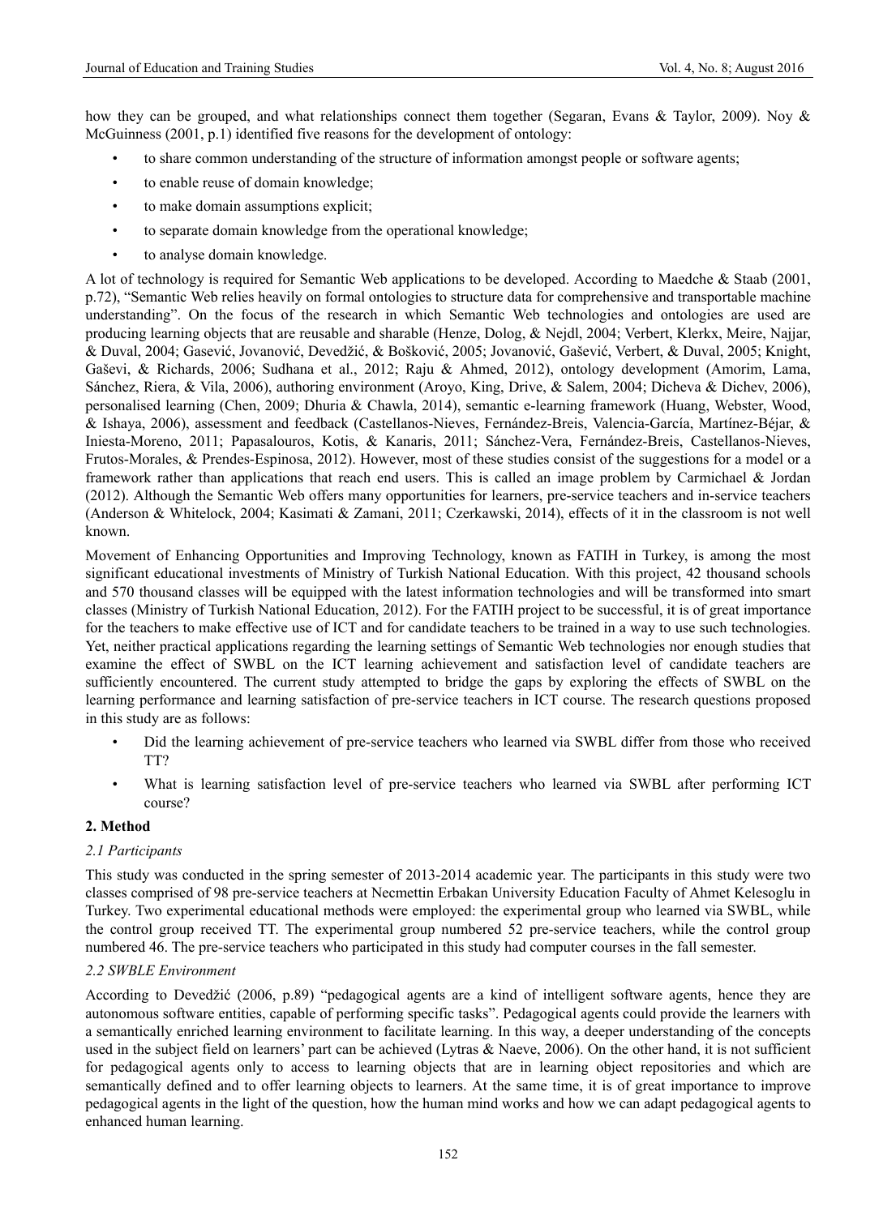how they can be grouped, and what relationships connect them together (Segaran, Evans & Taylor, 2009). Noy & McGuinness (2001, p.1) identified five reasons for the development of ontology:

- to share common understanding of the structure of information amongst people or software agents;
- to enable reuse of domain knowledge;
- to make domain assumptions explicit;
- to separate domain knowledge from the operational knowledge;
- to analyse domain knowledge.

A lot of technology is required for Semantic Web applications to be developed. According to Maedche & Staab (2001, p.72), "Semantic Web relies heavily on formal ontologies to structure data for comprehensive and transportable machine understanding". On the focus of the research in which Semantic Web technologies and ontologies are used are producing learning objects that are reusable and sharable (Henze, Dolog, & Nejdl, 2004; Verbert, Klerkx, Meire, Najjar, & Duval, 2004; Gasević, Jovanović, Devedžić, & Bošković, 2005; Jovanović, Gašević, Verbert, & Duval, 2005; Knight, Gaševi, & Richards, 2006; Sudhana et al., 2012; Raju & Ahmed, 2012), ontology development (Amorim, Lama, Sánchez, Riera, & Vila, 2006), authoring environment (Aroyo, King, Drive, & Salem, 2004; Dicheva & Dichev, 2006), personalised learning (Chen, 2009; Dhuria & Chawla, 2014), semantic e-learning framework (Huang, Webster, Wood, & Ishaya, 2006), assessment and feedback (Castellanos-Nieves, Fernández-Breis, Valencia-García, Martínez-Béjar, & Iniesta-Moreno, 2011; Papasalouros, Kotis, & Kanaris, 2011; Sánchez-Vera, Fernández-Breis, Castellanos-Nieves, Frutos-Morales, & Prendes-Espinosa, 2012). However, most of these studies consist of the suggestions for a model or a framework rather than applications that reach end users. This is called an image problem by Carmichael & Jordan (2012). Although the Semantic Web offers many opportunities for learners, pre-service teachers and in-service teachers (Anderson & Whitelock, 2004; Kasimati & Zamani, 2011; Czerkawski, 2014), effects of it in the classroom is not well known.

Movement of Enhancing Opportunities and Improving Technology, known as FATIH in Turkey, is among the most significant educational investments of Ministry of Turkish National Education. With this project, 42 thousand schools and 570 thousand classes will be equipped with the latest information technologies and will be transformed into smart classes (Ministry of Turkish National Education, 2012). For the FATIH project to be successful, it is of great importance for the teachers to make effective use of ICT and for candidate teachers to be trained in a way to use such technologies. Yet, neither practical applications regarding the learning settings of Semantic Web technologies nor enough studies that examine the effect of SWBL on the ICT learning achievement and satisfaction level of candidate teachers are sufficiently encountered. The current study attempted to bridge the gaps by exploring the effects of SWBL on the learning performance and learning satisfaction of pre-service teachers in ICT course. The research questions proposed in this study are as follows:

- Did the learning achievement of pre-service teachers who learned via SWBL differ from those who received TT?
- What is learning satisfaction level of pre-service teachers who learned via SWBL after performing ICT course?

## 2. Method

### *2.1 Participants*

This study was conducted in the spring semester of 2013-2014 academic year. The participants in this study were two classes comprised of 98 pre-service teachers at Necmettin Erbakan University Education Faculty of Ahmet Kelesoglu in Turkey. Two experimental educational methods were employed: the experimental group who learned via SWBL, while the control group received TT. The experimental group numbered 52 pre-service teachers, while the control group numbered 46. The pre-service teachers who participated in this study had computer courses in the fall semester.

### *2.2 SWBLE Environment*

According to Devedžić (2006, p.89) "pedagogical agents are a kind of intelligent software agents, hence they are autonomous software entities, capable of performing specific tasks". Pedagogical agents could provide the learners with a semantically enriched learning environment to facilitate learning. In this way, a deeper understanding of the concepts used in the subject field on learners' part can be achieved (Lytras & Naeve, 2006). On the other hand, it is not sufficient for pedagogical agents only to access to learning objects that are in learning object repositories and which are semantically defined and to offer learning objects to learners. At the same time, it is of great importance to improve pedagogical agents in the light of the question, how the human mind works and how we can adapt pedagogical agents to enhanced human learning.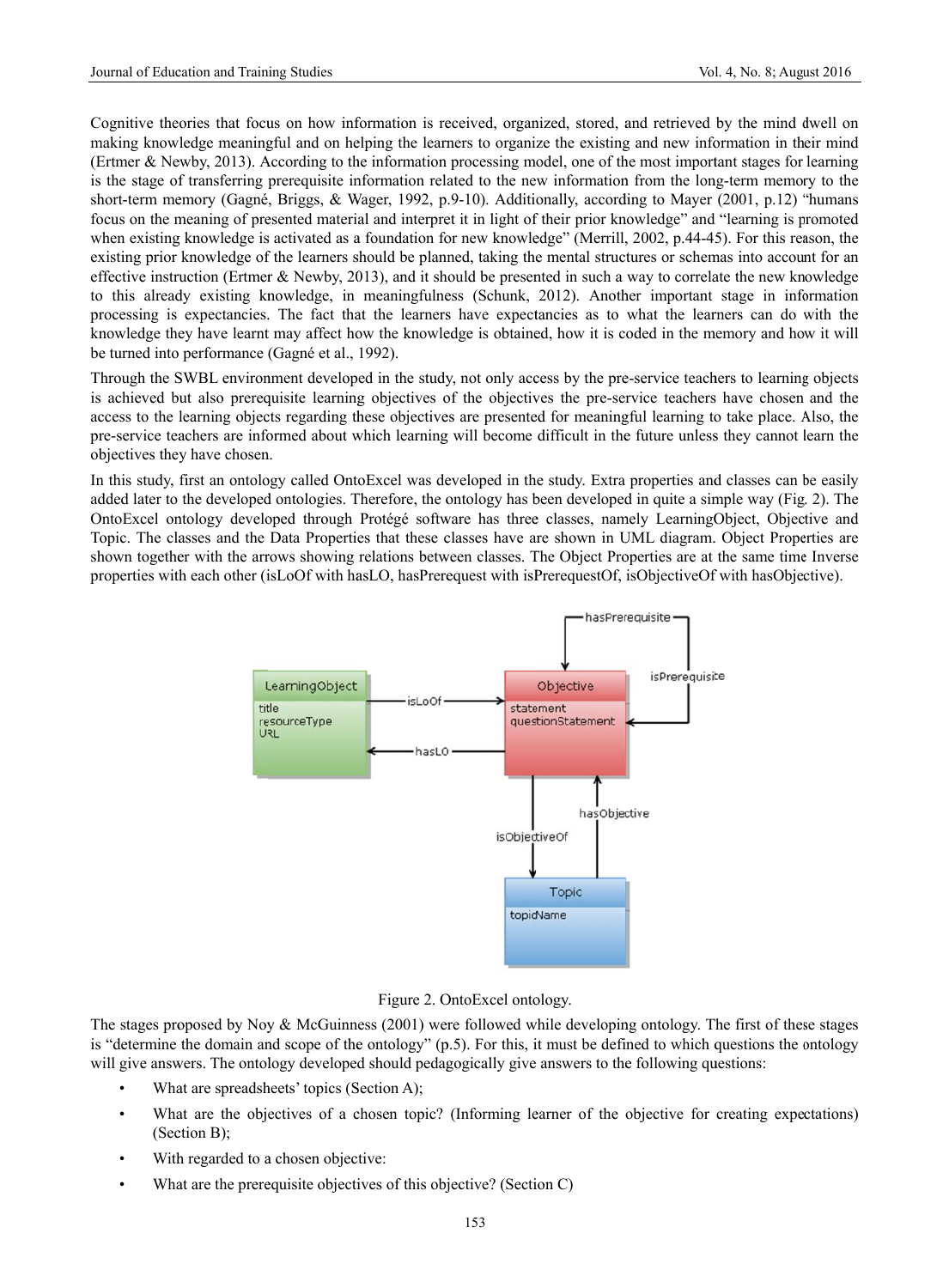Cognitive theories that focus on how information is received, organized, stored, and retrieved by the mind dwell on making knowledge meaningful and on helping the learners to organize the existing and new information in their mind (Ertmer & Newby, 2013). According to the information processing model, one of the most important stages for learning is the stage of transferring prerequisite information related to the new information from the long-term memory to the short-term memory (Gagné, Briggs, & Wager, 1992, p.9-10). Additionally, according to Mayer (2001, p.12) "humans focus on the meaning of presented material and interpret it in light of their prior knowledge" and "learning is promoted when existing knowledge is activated as a foundation for new knowledge" (Merrill, 2002, p.44-45). For this reason, the existing prior knowledge of the learners should be planned, taking the mental structures or schemas into account for an effective instruction (Ertmer & Newby, 2013), and it should be presented in such a way to correlate the new knowledge to this already existing knowledge, in meaningfulness (Schunk, 2012). Another important stage in information processing is expectancies. The fact that the learners have expectancies as to what the learners can do with the knowledge they have learnt may affect how the knowledge is obtained, how it is coded in the memory and how it will be turned into performance (Gagné et al., 1992).

Through the SWBL environment developed in the study, not only access by the pre-service teachers to learning objects is achieved but also prerequisite learning objectives of the objectives the pre-service teachers have chosen and the access to the learning objects regarding these objectives are presented for meaningful learning to take place. Also, the pre-service teachers are informed about which learning will become difficult in the future unless they cannot learn the objectives they have chosen.

In this study, first an ontology called OntoExcel was developed in the study. Extra properties and classes can be easily added later to the developed ontologies. Therefore, the ontology has been developed in quite a simple way (Fig. 2). The OntoExcel ontology developed through Protégé software has three classes, namely LearningObject, Objective and Topic. The classes and the Data Properties that these classes have are shown in UML diagram. Object Properties are shown together with the arrows showing relations between classes. The Object Properties are at the same time Inverse properties with each other (isLoOf with hasLO, hasPrerequest with isPrerequestOf, isObjectiveOf with hasObjective).

Figure 2. OntoExcel ontology.

The stages proposed by Noy & McGuinness (2001) were followed while developing ontology. The first of these stages is "determine the domain and scope of the ontology" (p.5). For this, it must be defined to which questions the ontology will give answers. The ontology developed should pedagogically give answers to the following questions:

- What are spreadsheets' topics (Section A);
- What are the objectives of a chosen topic? (Informing learner of the objective for creating expectations) (Section B);
- With regarded to a chosen objective:
- What are the prerequisite objectives of this objective? (Section C)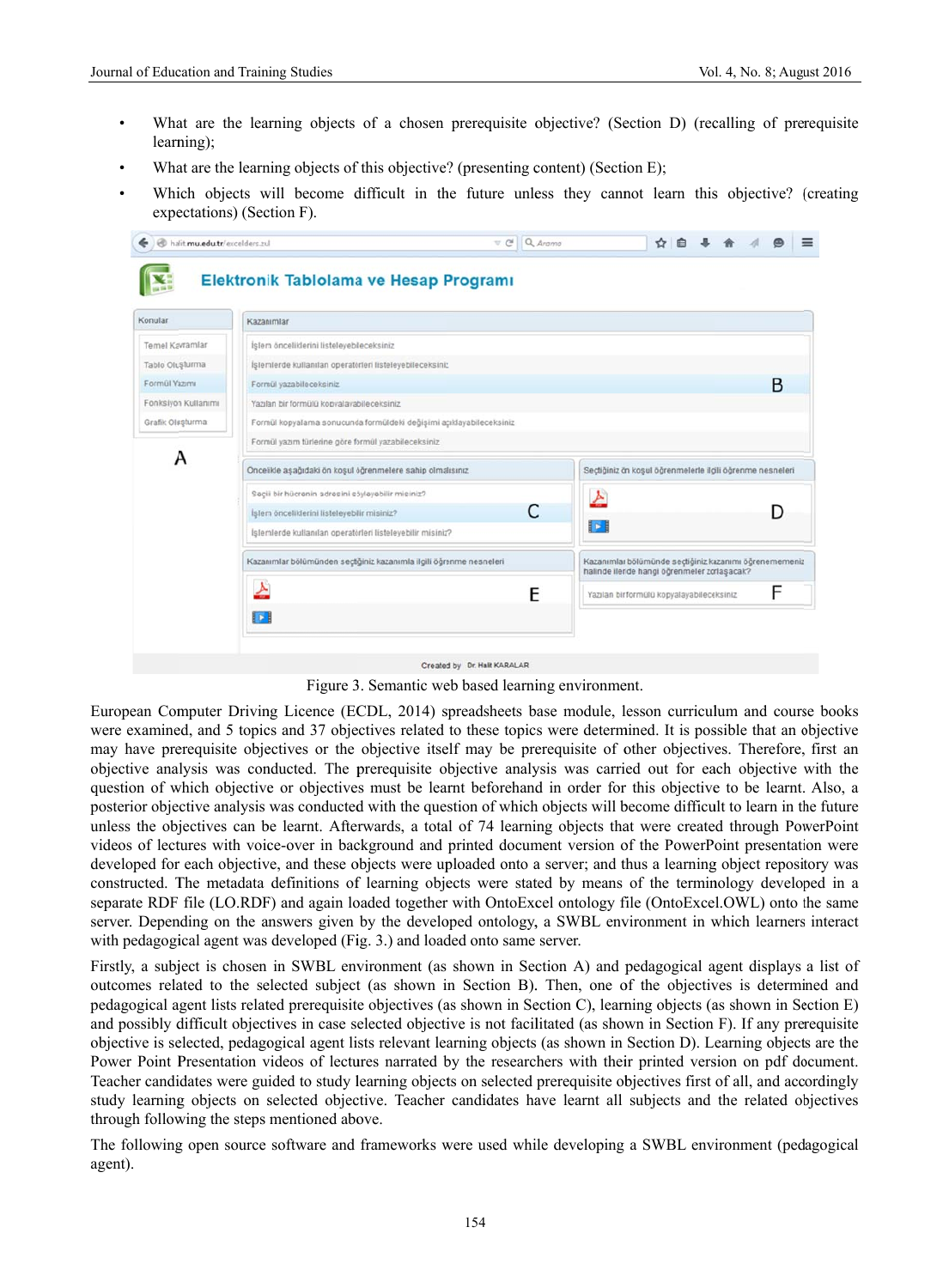- What are the learning objects of a chosen prerequisite objective? (Section D) (recalling of prerequisite learning);
- What are the learning objects of this objective? (presenting content) (Section E);
- Which objects will become difficult in the future unless they cannot learn this objective? (creating expectations) (Section F).

Figure 3. Semantic web based learning environment.

European Computer Driving Licence (ECDL, 2014) spreadsheets base module, lesson curriculum and course books were examined, and 5 topics and 37 objectives related to these topics were determined. It is possible that an objective may have prerequisite objectives or the objective itself may be prerequisite of other objectives. Therefore, first an objective analysis was conducted. The prerequisite objective analysis was carried out for each objective with the question of which objective or objectives must be learnt beforehand in order for this objective to be learnt. Also, a posterior objective analysis was conducted with the question of which objects will become difficult to learn in the future unless the objectives can be learnt. Afterwards, a total of 74 learning objects that were created through PowerPoint videos of lectures with voice-over in background and printed document version of the PowerPoint presentation were developed for each objective, and these objects were uploaded onto a server; and thus a learning object repository was constructed. The metadata definitions of learning objects were stated by means of the terminology developed in a separate RDF file (LO.RDF) and again loaded together with OntoExcel ontology file (OntoExcel.OWL) onto the same server. Depending on the answers given by the developed ontology, a SWBL environment in which learners interact with pedagogical agent was developed (Fig. 3.) and loaded onto same server.

Firstly, a subject is chosen in SWBL environment (as shown in Section A) and pedagogical agent displays a list of outcomes related to the selected subject (as shown in Section B). Then, one of the objectives is determined and pedagogical agent lists related prerequisite objectives (as shown in Section C), learning objects (as shown in Section E) and possibly difficult objectives in case selected objective is not facilitated (as shown in Section F). If any prerequisite objective is selected, pedagogical agent lists relevant learning objects (as shown in Section D). Learning objects are the Power Point Presentation videos of lectures narrated by the researchers with their printed version on pdf document. Teacher candidates were guided to study learning objects on selected prerequisite objectives first of all, and accordingly study learning objects on selected objective. Teacher candidates have learnt all subjects and the related objectives through following the steps mentioned above.

The following open source software and frameworks were used while developing a SWBL environment (pedagogical agent).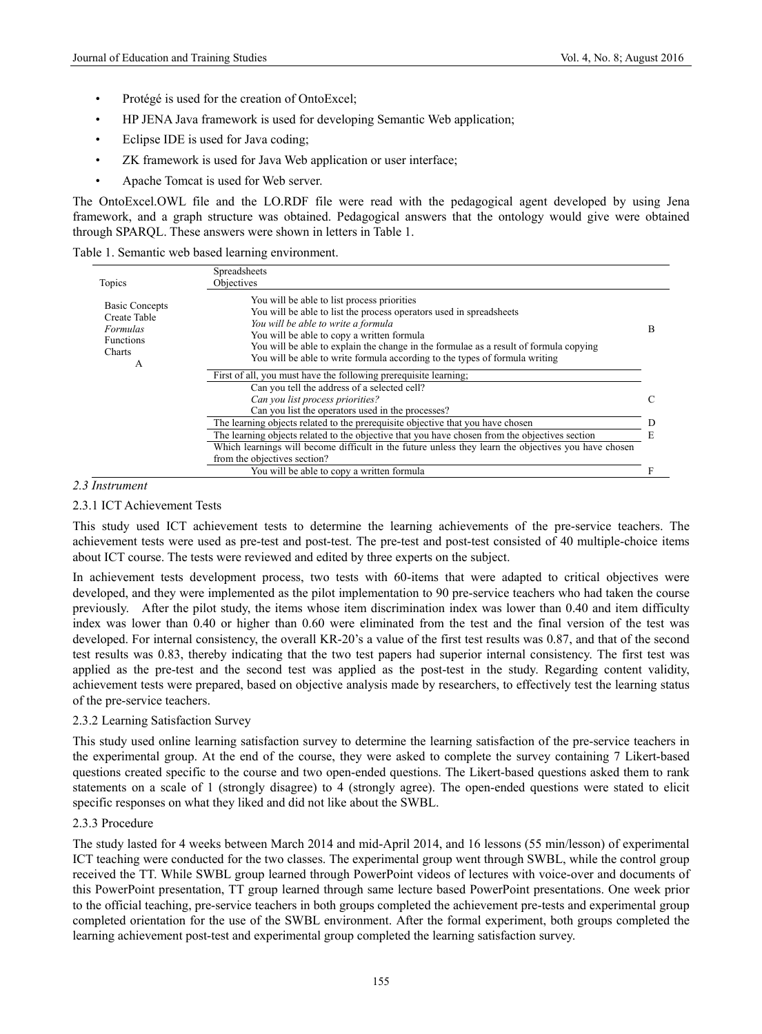- Protégé is used for the creation of OntoExcel;
- HP JENA Java framework is used for developing Semantic Web application;
- Eclipse IDE is used for Java coding;
- ZK framework is used for Java Web application or user interface;
- Apache Tomcat is used for Web server.

The OntoExcel.OWL file and the LO.RDF file were read with the pedagogical agent developed by using Jena framework, and a graph structure was obtained. Pedagogical answers that the ontology would give were obtained through SPARQL. These answers were shown in letters in Table 1.

Table 1. Semantic web based learning environment.

| Topics | Spreadsheets<br>Objectives | |
|---|---|---|
| Basic Concepts<br>Create Table<br>*Formulas*<br>Functions<br>Charts<br>A | You will be able to list process priorities<br>You will be able to list the process operators used in spreadsheets<br>*You will be able to write a formula*<br>You will be able to copy a written formula<br>You will be able to explain the change in the formulae as a result of formula copying<br>You will be able to write formula according to the types of formula writing | B |
| | First of all, you must have the following prerequisite learning; | |
| | Can you tell the address of a selected cell?<br>*Can you list process priorities?*<br>Can you list the operators used in the processes? | C |
| | The learning objects related to the prerequisite objective that you have chosen | D |
| | The learning objects related to the objective that you have chosen from the objectives section | E |
| | Which learnings will become difficult in the future unless they learn the objectives you have chosen from the objectives section? | |
| | You will be able to copy a written formula | F |

*2.3 Instrument*

2.3.1 ICT Achievement Tests

This study used ICT achievement tests to determine the learning achievements of the pre-service teachers. The achievement tests were used as pre-test and post-test. The pre-test and post-test consisted of 40 multiple-choice items about ICT course. The tests were reviewed and edited by three experts on the subject.

In achievement tests development process, two tests with 60-items that were adapted to critical objectives were developed, and they were implemented as the pilot implementation to 90 pre-service teachers who had taken the course previously. After the pilot study, the items whose item discrimination index was lower than 0.40 and item difficulty index was lower than 0.40 or higher than 0.60 were eliminated from the test and the final version of the test was developed. For internal consistency, the overall KR-20's a value of the first test results was 0.87, and that of the second test results was 0.83, thereby indicating that the two test papers had superior internal consistency. The first test was applied as the pre-test and the second test was applied as the post-test in the study. Regarding content validity, achievement tests were prepared, based on objective analysis made by researchers, to effectively test the learning status of the pre-service teachers.

2.3.2 Learning Satisfaction Survey

This study used online learning satisfaction survey to determine the learning satisfaction of the pre-service teachers in the experimental group. At the end of the course, they were asked to complete the survey containing 7 Likert-based questions created specific to the course and two open-ended questions. The Likert-based questions asked them to rank statements on a scale of 1 (strongly disagree) to 4 (strongly agree). The open-ended questions were stated to elicit specific responses on what they liked and did not like about the SWBL.

2.3.3 Procedure

The study lasted for 4 weeks between March 2014 and mid-April 2014, and 16 lessons (55 min/lesson) of experimental ICT teaching were conducted for the two classes. The experimental group went through SWBL, while the control group received the TT. While SWBL group learned through PowerPoint videos of lectures with voice-over and documents of this PowerPoint presentation, TT group learned through same lecture based PowerPoint presentations. One week prior to the official teaching, pre-service teachers in both groups completed the achievement pre-tests and experimental group completed orientation for the use of the SWBL environment. After the formal experiment, both groups completed the learning achievement post-test and experimental group completed the learning satisfaction survey.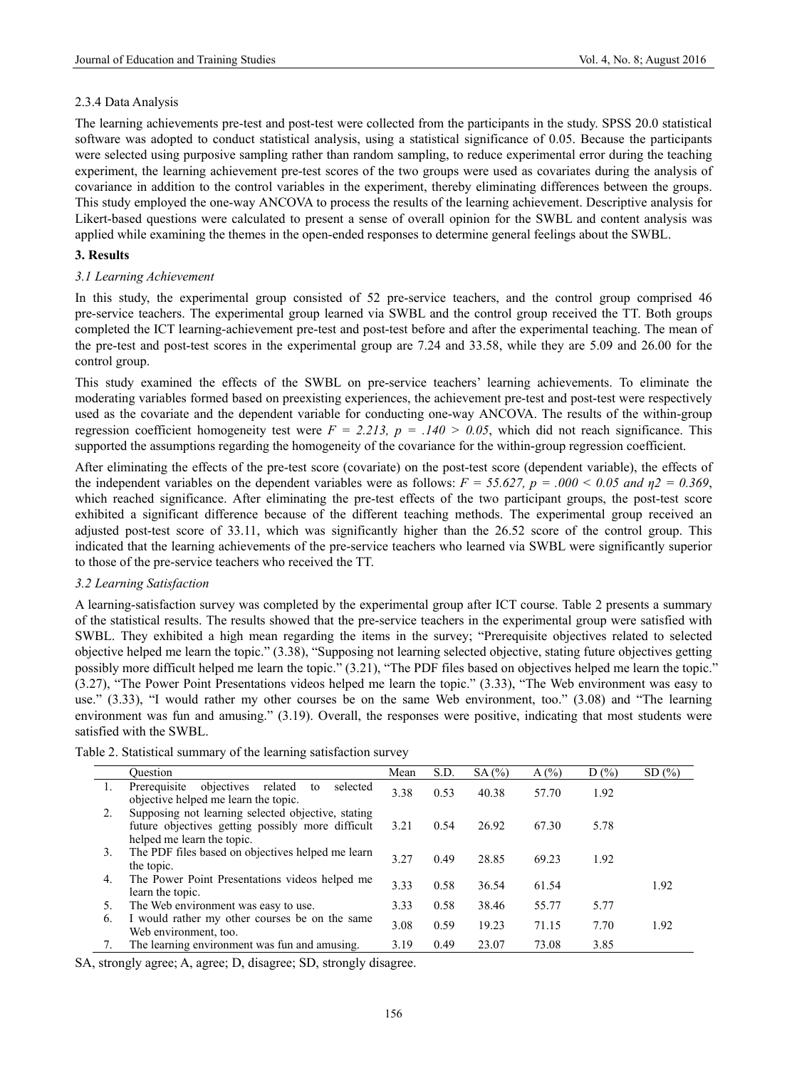#### 2.3.4 Data Analysis

The learning achievements pre-test and post-test were collected from the participants in the study. SPSS 20.0 statistical software was adopted to conduct statistical analysis, using a statistical significance of 0.05. Because the participants were selected using purposive sampling rather than random sampling, to reduce experimental error during the teaching experiment, the learning achievement pre-test scores of the two groups were used as covariates during the analysis of covariance in addition to the control variables in the experiment, thereby eliminating differences between the groups. This study employed the one-way ANCOVA to process the results of the learning achievement. Descriptive analysis for Likert-based questions were calculated to present a sense of overall opinion for the SWBL and content analysis was applied while examining the themes in the open-ended responses to determine general feelings about the SWBL.

## 3. Results

### 3.1 Learning Achievement

In this study, the experimental group consisted of 52 pre-service teachers, and the control group comprised 46 pre-service teachers. The experimental group learned via SWBL and the control group received the TT. Both groups completed the ICT learning-achievement pre-test and post-test before and after the experimental teaching. The mean of the pre-test and post-test scores in the experimental group are 7.24 and 33.58, while they are 5.09 and 26.00 for the control group.

This study examined the effects of the SWBL on pre-service teachers' learning achievements. To eliminate the moderating variables formed based on preexisting experiences, the achievement pre-test and post-test were respectively used as the covariate and the dependent variable for conducting one-way ANCOVA. The results of the within-group regression coefficient homogeneity test were $F = 2.213$, $p = .140 > 0.05$, which did not reach significance. This supported the assumptions regarding the homogeneity of the covariance for the within-group regression coefficient.

After eliminating the effects of the pre-test score (covariate) on the post-test score (dependent variable), the effects of the independent variables on the dependent variables were as follows: $F = 55.627$, $p = .000 < 0.05$ and $\eta^2 = 0.369$, which reached significance. After eliminating the pre-test effects of the two participant groups, the post-test score exhibited a significant difference because of the different teaching methods. The experimental group received an adjusted post-test score of 33.11, which was significantly higher than the 26.52 score of the control group. This indicated that the learning achievements of the pre-service teachers who learned via SWBL were significantly superior to those of the pre-service teachers who received the TT.

### 3.2 Learning Satisfaction

A learning-satisfaction survey was completed by the experimental group after ICT course. Table 2 presents a summary of the statistical results. The results showed that the pre-service teachers in the experimental group were satisfied with SWBL. They exhibited a high mean regarding the items in the survey; "Prerequisite objectives related to selected objective helped me learn the topic." (3.38), "Supposing not learning selected objective, stating future objectives getting possibly more difficult helped me learn the topic." (3.21), "The PDF files based on objectives helped me learn the topic." (3.27), "The Power Point Presentations videos helped me learn the topic." (3.33), "The Web environment was easy to use." (3.33), "I would rather my other courses be on the same Web environment, too." (3.08) and "The learning environment was fun and amusing." (3.19). Overall, the responses were positive, indicating that most students were satisfied with the SWBL.

Table 2. Statistical summary of the learning satisfaction survey

| | Question | Mean | S.D. | SA (%) | A (%) | D (%) | SD (%) |
|---|---|---|---|---|---|---|---|
| 1. | Prerequisite objectives related to selected objective helped me learn the topic. | 3.38 | 0.53 | 40.38 | 57.70 | 1.92 | |
| 2. | Supposing not learning selected objective, stating future objectives getting possibly more difficult helped me learn the topic. | 3.21 | 0.54 | 26.92 | 67.30 | 5.78 | |
| 3. | The PDF files based on objectives helped me learn the topic. | 3.27 | 0.49 | 28.85 | 69.23 | 1.92 | |
| 4. | The Power Point Presentations videos helped me learn the topic. | 3.33 | 0.58 | 36.54 | 61.54 | | 1.92 |
| 5. | The Web environment was easy to use. | 3.33 | 0.58 | 38.46 | 55.77 | 5.77 | |
| 6. | I would rather my other courses be on the same Web environment, too. | 3.08 | 0.59 | 19.23 | 71.15 | 7.70 | 1.92 |
| 7. | The learning environment was fun and amusing. | 3.19 | 0.49 | 23.07 | 73.08 | 3.85 | |

SA, strongly agree; A, agree; D, disagree; SD, strongly disagree.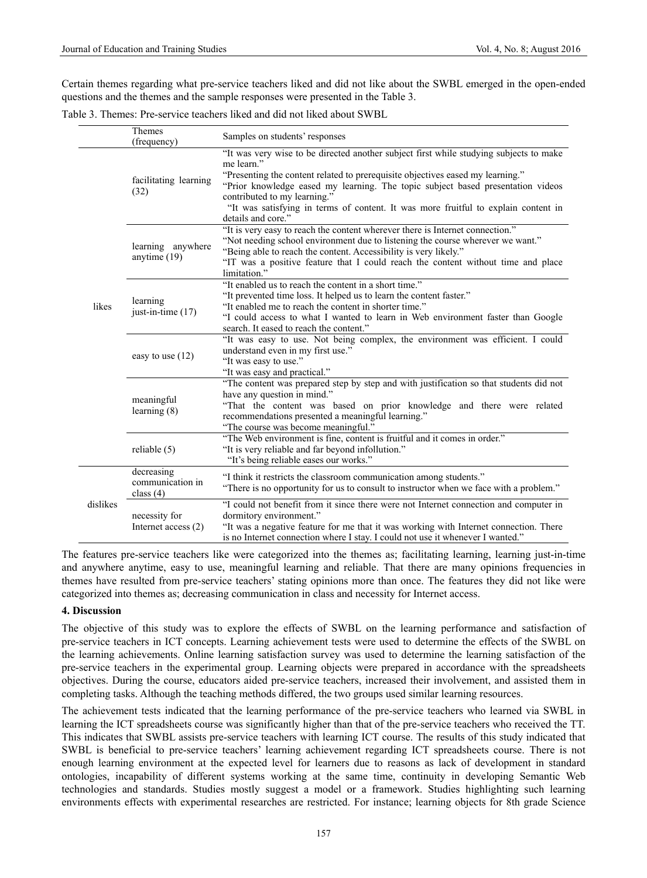Certain themes regarding what pre-service teachers liked and did not like about the SWBL emerged in the open-ended questions and the themes and the sample responses were presented in the Table 3.

Table 3. Themes: Pre-service teachers liked and did not liked about SWBL

| | Themes (frequency) | Samples on students' responses |
|---|---|---|
| likes | facilitating learning (32) | "It was very wise to be directed another subject first while studying subjects to make me learn." "Presenting the content related to prerequisite objectives eased my learning." "Prior knowledge eased my learning. The topic subject based presentation videos contributed to my learning." "It was satisfying in terms of content. It was more fruitful to explain content in details and core." |
| | learning anywhere anytime (19) | "It is very easy to reach the content wherever there is Internet connection." "Not needing school environment due to listening the course wherever we want." "Being able to reach the content. Accessibility is very likely." "IT was a positive feature that I could reach the content without time and place limitation." |
| | learning just-in-time (17) | "It enabled us to reach the content in a short time." "It prevented time loss. It helped us to learn the content faster." "It enabled me to reach the content in shorter time." "I could access to what I wanted to learn in Web environment faster than Google search. It eased to reach the content." |
| | easy to use (12) | "It was easy to use. Not being complex, the environment was efficient. I could understand even in my first use." "It was easy to use." "It was easy and practical." |
| | meaningful learning (8) | "The content was prepared step by step and with justification so that students did not have any question in mind." "That the content was based on prior knowledge and there were related recommendations presented a meaningful learning." "The course was become meaningful." |
| | reliable (5) | "The Web environment is fine, content is fruitful and it comes in order." "It is very reliable and far beyond infollution." "It's being reliable eases our works." |
| dislikes | decreasing communication in class (4) | "I think it restricts the classroom communication among students." "There is no opportunity for us to consult to instructor when we face with a problem." |
| | necessity for Internet access (2) | "I could not benefit from it since there were not Internet connection and computer in dormitory environment." "It was a negative feature for me that it was working with Internet connection. There is no Internet connection where I stay. I could not use it whenever I wanted." |

The features pre-service teachers like were categorized into the themes as; facilitating learning, learning just-in-time and anywhere anytime, easy to use, meaningful learning and reliable. That there are many opinions frequencies in themes have resulted from pre-service teachers' stating opinions more than once. The features they did not like were categorized into themes as; decreasing communication in class and necessity for Internet access.

## 4. Discussion

The objective of this study was to explore the effects of SWBL on the learning performance and satisfaction of pre-service teachers in ICT concepts. Learning achievement tests were used to determine the effects of the SWBL on the learning achievements. Online learning satisfaction survey was used to determine the learning satisfaction of the pre-service teachers in the experimental group. Learning objects were prepared in accordance with the spreadsheets objectives. During the course, educators aided pre-service teachers, increased their involvement, and assisted them in completing tasks. Although the teaching methods differed, the two groups used similar learning resources.

The achievement tests indicated that the learning performance of the pre-service teachers who learned via SWBL in learning the ICT spreadsheets course was significantly higher than that of the pre-service teachers who received the TT. This indicates that SWBL assists pre-service teachers with learning ICT course. The results of this study indicated that SWBL is beneficial to pre-service teachers' learning achievement regarding ICT spreadsheets course. There is not enough learning environment at the expected level for learners due to reasons as lack of development in standard ontologies, incapability of different systems working at the same time, continuity in developing Semantic Web technologies and standards. Studies mostly suggest a model or a framework. Studies highlighting such learning environments effects with experimental researches are restricted. For instance; learning objects for 8th grade Science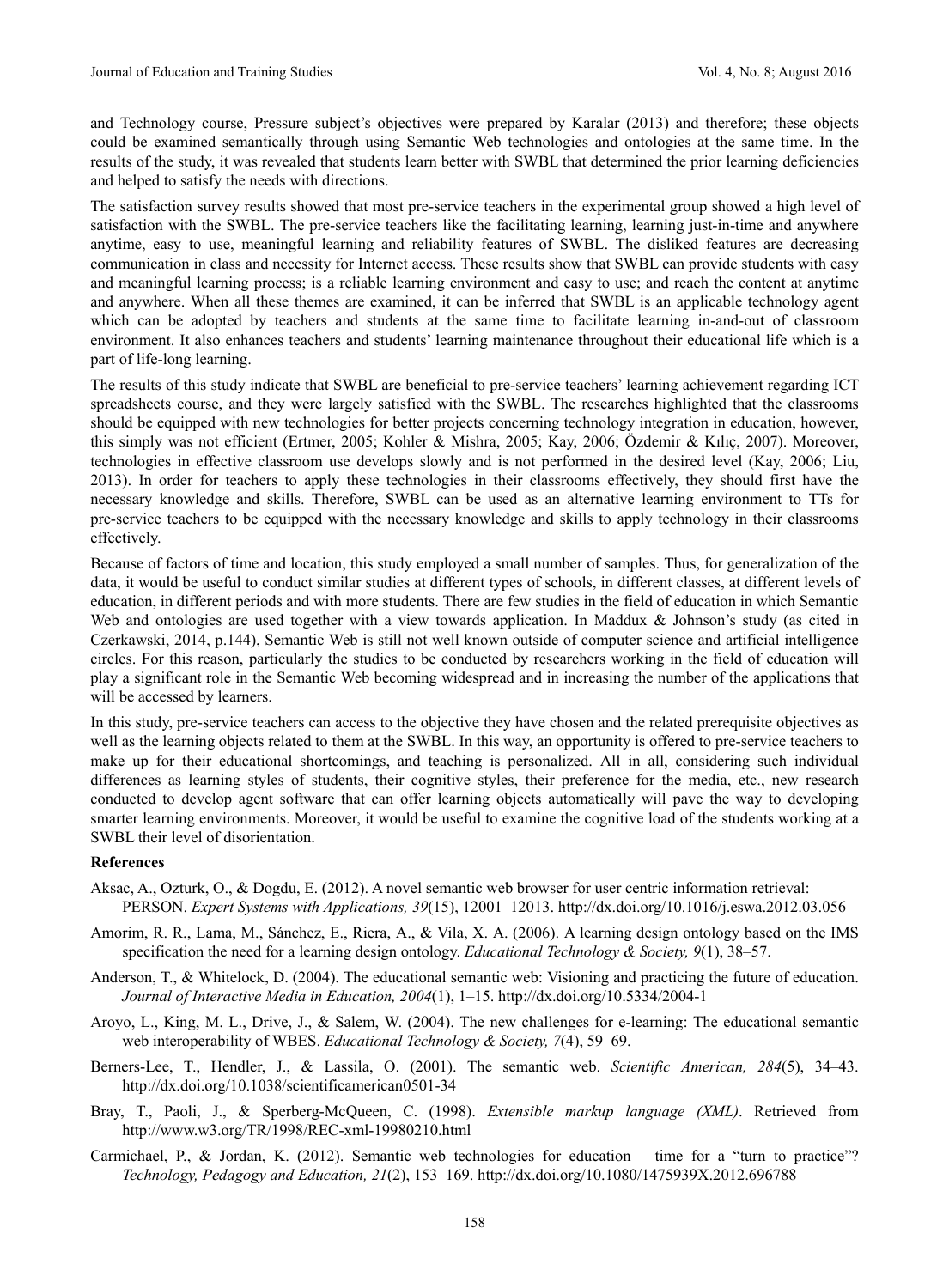and Technology course, Pressure subject's objectives were prepared by Karalar (2013) and therefore; these objects could be examined semantically through using Semantic Web technologies and ontologies at the same time. In the results of the study, it was revealed that students learn better with SWBL that determined the prior learning deficiencies and helped to satisfy the needs with directions.

The satisfaction survey results showed that most pre-service teachers in the experimental group showed a high level of satisfaction with the SWBL. The pre-service teachers like the facilitating learning, learning just-in-time and anywhere anytime, easy to use, meaningful learning and reliability features of SWBL. The disliked features are decreasing communication in class and necessity for Internet access. These results show that SWBL can provide students with easy and meaningful learning process; is a reliable learning environment and easy to use; and reach the content at anytime and anywhere. When all these themes are examined, it can be inferred that SWBL is an applicable technology agent which can be adopted by teachers and students at the same time to facilitate learning in-and-out of classroom environment. It also enhances teachers and students' learning maintenance throughout their educational life which is a part of life-long learning.

The results of this study indicate that SWBL are beneficial to pre-service teachers' learning achievement regarding ICT spreadsheets course, and they were largely satisfied with the SWBL. The researches highlighted that the classrooms should be equipped with new technologies for better projects concerning technology integration in education, however, this simply was not efficient (Ertmer, 2005; Kohler & Mishra, 2005; Kay, 2006; Özdemir & Kılıç, 2007). Moreover, technologies in effective classroom use develops slowly and is not performed in the desired level (Kay, 2006; Liu, 2013). In order for teachers to apply these technologies in their classrooms effectively, they should first have the necessary knowledge and skills. Therefore, SWBL can be used as an alternative learning environment to TTs for pre-service teachers to be equipped with the necessary knowledge and skills to apply technology in their classrooms effectively.

Because of factors of time and location, this study employed a small number of samples. Thus, for generalization of the data, it would be useful to conduct similar studies at different types of schools, in different classes, at different levels of education, in different periods and with more students. There are few studies in the field of education in which Semantic Web and ontologies are used together with a view towards application. In Maddux & Johnson's study (as cited in Czerkawski, 2014, p.144), Semantic Web is still not well known outside of computer science and artificial intelligence circles. For this reason, particularly the studies to be conducted by researchers working in the field of education will play a significant role in the Semantic Web becoming widespread and in increasing the number of the applications that will be accessed by learners.

In this study, pre-service teachers can access to the objective they have chosen and the related prerequisite objectives as well as the learning objects related to them at the SWBL. In this way, an opportunity is offered to pre-service teachers to make up for their educational shortcomings, and teaching is personalized. All in all, considering such individual differences as learning styles of students, their cognitive styles, their preference for the media, etc., new research conducted to develop agent software that can offer learning objects automatically will pave the way to developing smarter learning environments. Moreover, it would be useful to examine the cognitive load of the students working at a SWBL their level of disorientation.

**References**

Aksac, A., Ozturk, O., & Dogdu, E. (2012). A novel semantic web browser for user centric information retrieval: PERSON. *Expert Systems with Applications, 39*(15), 12001–12013. http://dx.doi.org/10.1016/j.eswa.2012.03.056

Amorim, R. R., Lama, M., Sánchez, E., Riera, A., & Vila, X. A. (2006). A learning design ontology based on the IMS specification the need for a learning design ontology. *Educational Technology & Society, 9*(1), 38–57.

Anderson, T., & Whitelock, D. (2004). The educational semantic web: Visioning and practicing the future of education. *Journal of Interactive Media in Education, 2004*(1), 1–15. http://dx.doi.org/10.5334/2004-1

Aroyo, L., King, M. L., Drive, J., & Salem, W. (2004). The new challenges for e-learning: The educational semantic web interoperability of WBES. *Educational Technology & Society, 7*(4), 59–69.

Berners-Lee, T., Hendler, J., & Lassila, O. (2001). The semantic web. *Scientific American, 284*(5), 34–43. http://dx.doi.org/10.1038/scientificamerican0501-34

Bray, T., Paoli, J., & Sperberg-McQueen, C. (1998). *Extensible markup language (XML)*. Retrieved from http://www.w3.org/TR/1998/REC-xml-19980210.html

Carmichael, P., & Jordan, K. (2012). Semantic web technologies for education – time for a "turn to practice"? *Technology, Pedagogy and Education, 21*(2), 153–169. http://dx.doi.org/10.1080/1475939X.2012.696788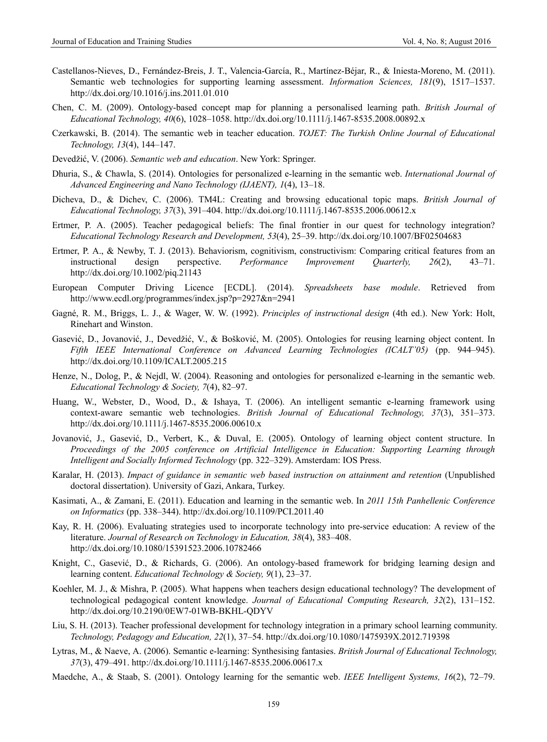Castellanos-Nieves, D., Fernández-Breis, J. T., Valencia-García, R., Martínez-Béjar, R., & Iniesta-Moreno, M. (2011). Semantic web technologies for supporting learning assessment. *Information Sciences, 181*(9), 1517–1537. http://dx.doi.org/10.1016/j.ins.2011.01.010

Chen, C. M. (2009). Ontology-based concept map for planning a personalised learning path. *British Journal of Educational Technology, 40*(6), 1028–1058. http://dx.doi.org/10.1111/j.1467-8535.2008.00892.x

Czerkawski, B. (2014). The semantic web in teacher education. *TOJET: The Turkish Online Journal of Educational Technology, 13*(4), 144–147.

Devedžić, V. (2006). *Semantic web and education*. New York: Springer.

Dhuria, S., & Chawla, S. (2014). Ontologies for personalized e-learning in the semantic web. *International Journal of Advanced Engineering and Nano Technology (IJAENT), 1*(4), 13–18.

Dicheva, D., & Dichev, C. (2006). TM4L: Creating and browsing educational topic maps. *British Journal of Educational Technology, 37*(3), 391–404. http://dx.doi.org/10.1111/j.1467-8535.2006.00612.x

Ertmer, P. A. (2005). Teacher pedagogical beliefs: The final frontier in our quest for technology integration? *Educational Technology Research and Development, 53*(4), 25–39. http://dx.doi.org/10.1007/BF02504683

Ertmer, P. A., & Newby, T. J. (2013). Behaviorism, cognitivism, constructivism: Comparing critical features from an instructional design perspective. *Performance Improvement Quarterly, 26*(2), 43–71. http://dx.doi.org/10.1002/piq.21143

European Computer Driving Licence [ECDL]. (2014). *Spreadsheets base module*. Retrieved from http://www.ecdl.org/programmes/index.jsp?p=2927&n=2941

Gagné, R. M., Briggs, L. J., & Wager, W. W. (1992). *Principles of instructional design* (4th ed.). New York: Holt, Rinehart and Winston.

Gasević, D., Jovanović, J., Devedžić, V., & Bošković, M. (2005). Ontologies for reusing learning object content. In *Fifth IEEE International Conference on Advanced Learning Technologies (ICALT'05)* (pp. 944–945). http://dx.doi.org/10.1109/ICALT.2005.215

Henze, N., Dolog, P., & Nejdl, W. (2004). Reasoning and ontologies for personalized e-learning in the semantic web. *Educational Technology & Society, 7*(4), 82–97.

Huang, W., Webster, D., Wood, D., & Ishaya, T. (2006). An intelligent semantic e-learning framework using context-aware semantic web technologies. *British Journal of Educational Technology, 37*(3), 351–373. http://dx.doi.org/10.1111/j.1467-8535.2006.00610.x

Jovanović, J., Gasević, D., Verbert, K., & Duval, E. (2005). Ontology of learning object content structure. In *Proceedings of the 2005 conference on Artificial Intelligence in Education: Supporting Learning through Intelligent and Socially Informed Technology* (pp. 322–329). Amsterdam: IOS Press.

Karalar, H. (2013). *Impact of guidance in semantic web based instruction on attainment and retention* (Unpublished doctoral dissertation). University of Gazi, Ankara, Turkey.

Kasimati, A., & Zamani, E. (2011). Education and learning in the semantic web. In *2011 15th Panhellenic Conference on Informatics* (pp. 338–344). http://dx.doi.org/10.1109/PCI.2011.40

Kay, R. H. (2006). Evaluating strategies used to incorporate technology into pre-service education: A review of the literature. *Journal of Research on Technology in Education, 38*(4), 383–408. http://dx.doi.org/10.1080/15391523.2006.10782466

Knight, C., Gasević, D., & Richards, G. (2006). An ontology-based framework for bridging learning design and learning content. *Educational Technology & Society, 9*(1), 23–37.

Koehler, M. J., & Mishra, P. (2005). What happens when teachers design educational technology? The development of technological pedagogical content knowledge. *Journal of Educational Computing Research, 32*(2), 131–152. http://dx.doi.org/10.2190/0EW7-01WB-BKHL-QDYV

Liu, S. H. (2013). Teacher professional development for technology integration in a primary school learning community. *Technology, Pedagogy and Education, 22*(1), 37–54. http://dx.doi.org/10.1080/1475939X.2012.719398

Lytras, M., & Naeve, A. (2006). Semantic e-learning: Synthesising fantasies. *British Journal of Educational Technology, 37*(3), 479–491. http://dx.doi.org/10.1111/j.1467-8535.2006.00617.x

Maedche, A., & Staab, S. (2001). Ontology learning for the semantic web. *IEEE Intelligent Systems, 16*(2), 72–79.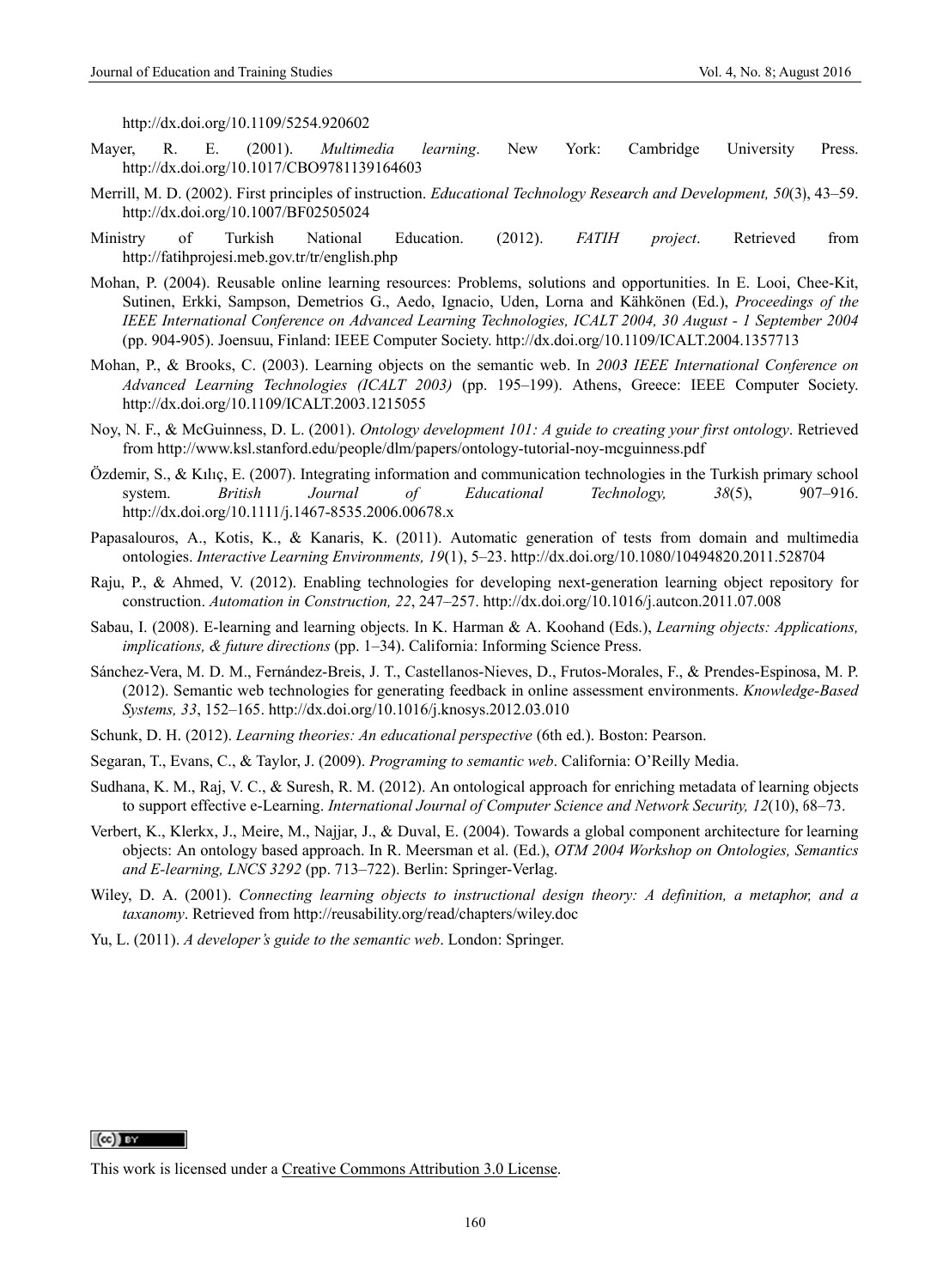http://dx.doi.org/10.1109/5254.920602

Mayer, R. E. (2001). *Multimedia learning*. New York: Cambridge University Press. http://dx.doi.org/10.1017/CBO9781139164603

Merrill, M. D. (2002). First principles of instruction. *Educational Technology Research and Development, 50*(3), 43–59. http://dx.doi.org/10.1007/BF02505024

Ministry of Turkish National Education. (2012). *FATIH project*. Retrieved from http://fatihprojesi.meb.gov.tr/tr/english.php

Mohan, P. (2004). Reusable online learning resources: Problems, solutions and opportunities. In E. Looi, Chee-Kit, Sutinen, Erkki, Sampson, Demetrios G., Aedo, Ignacio, Uden, Lorna and Kähkönen (Ed.), *Proceedings of the IEEE International Conference on Advanced Learning Technologies, ICALT 2004, 30 August - 1 September 2004* (pp. 904-905). Joensuu, Finland: IEEE Computer Society. http://dx.doi.org/10.1109/ICALT.2004.1357713

Mohan, P., & Brooks, C. (2003). Learning objects on the semantic web. In *2003 IEEE International Conference on Advanced Learning Technologies (ICALT 2003)* (pp. 195–199). Athens, Greece: IEEE Computer Society. http://dx.doi.org/10.1109/ICALT.2003.1215055

Noy, N. F., & McGuinness, D. L. (2001). *Ontology development 101: A guide to creating your first ontology*. Retrieved from http://www.ksl.stanford.edu/people/dlm/papers/ontology-tutorial-noy-mcguinness.pdf

Özdemir, S., & Kılıç, E. (2007). Integrating information and communication technologies in the Turkish primary school system. *British Journal of Educational Technology, 38*(5), 907–916. http://dx.doi.org/10.1111/j.1467-8535.2006.00678.x

Papasalouros, A., Kotis, K., & Kanaris, K. (2011). Automatic generation of tests from domain and multimedia ontologies. *Interactive Learning Environments, 19*(1), 5–23. http://dx.doi.org/10.1080/10494820.2011.528704

Raju, P., & Ahmed, V. (2012). Enabling technologies for developing next-generation learning object repository for construction. *Automation in Construction, 22*, 247–257. http://dx.doi.org/10.1016/j.autcon.2011.07.008

Sabau, I. (2008). E-learning and learning objects. In K. Harman & A. Koohand (Eds.), *Learning objects: Applications, implications, & future directions* (pp. 1–34). California: Informing Science Press.

Sánchez-Vera, M. D. M., Fernández-Breis, J. T., Castellanos-Nieves, D., Frutos-Morales, F., & Prendes-Espinosa, M. P. (2012). Semantic web technologies for generating feedback in online assessment environments. *Knowledge-Based Systems, 33*, 152–165. http://dx.doi.org/10.1016/j.knosys.2012.03.010

Schunk, D. H. (2012). *Learning theories: An educational perspective* (6th ed.). Boston: Pearson.

Segaran, T., Evans, C., & Taylor, J. (2009). *Programing to semantic web*. California: O'Reilly Media.

Sudhana, K. M., Raj, V. C., & Suresh, R. M. (2012). An ontological approach for enriching metadata of learning objects to support effective e-Learning. *International Journal of Computer Science and Network Security, 12*(10), 68–73.

Verbert, K., Klerkx, J., Meire, M., Najjar, J., & Duval, E. (2004). Towards a global component architecture for learning objects: An ontology based approach. In R. Meersman et al. (Ed.), *OTM 2004 Workshop on Ontologies, Semantics and E-learning, LNCS 3292* (pp. 713–722). Berlin: Springer-Verlag.

Wiley, D. A. (2001). *Connecting learning objects to instructional design theory: A definition, a metaphor, and a taxanomy*. Retrieved from http://reusability.org/read/chapters/wiley.doc

Yu, L. (2011). *A developer's guide to the semantic web*. London: Springer.

This work is licensed under a Creative Commons Attribution 3.0 License.